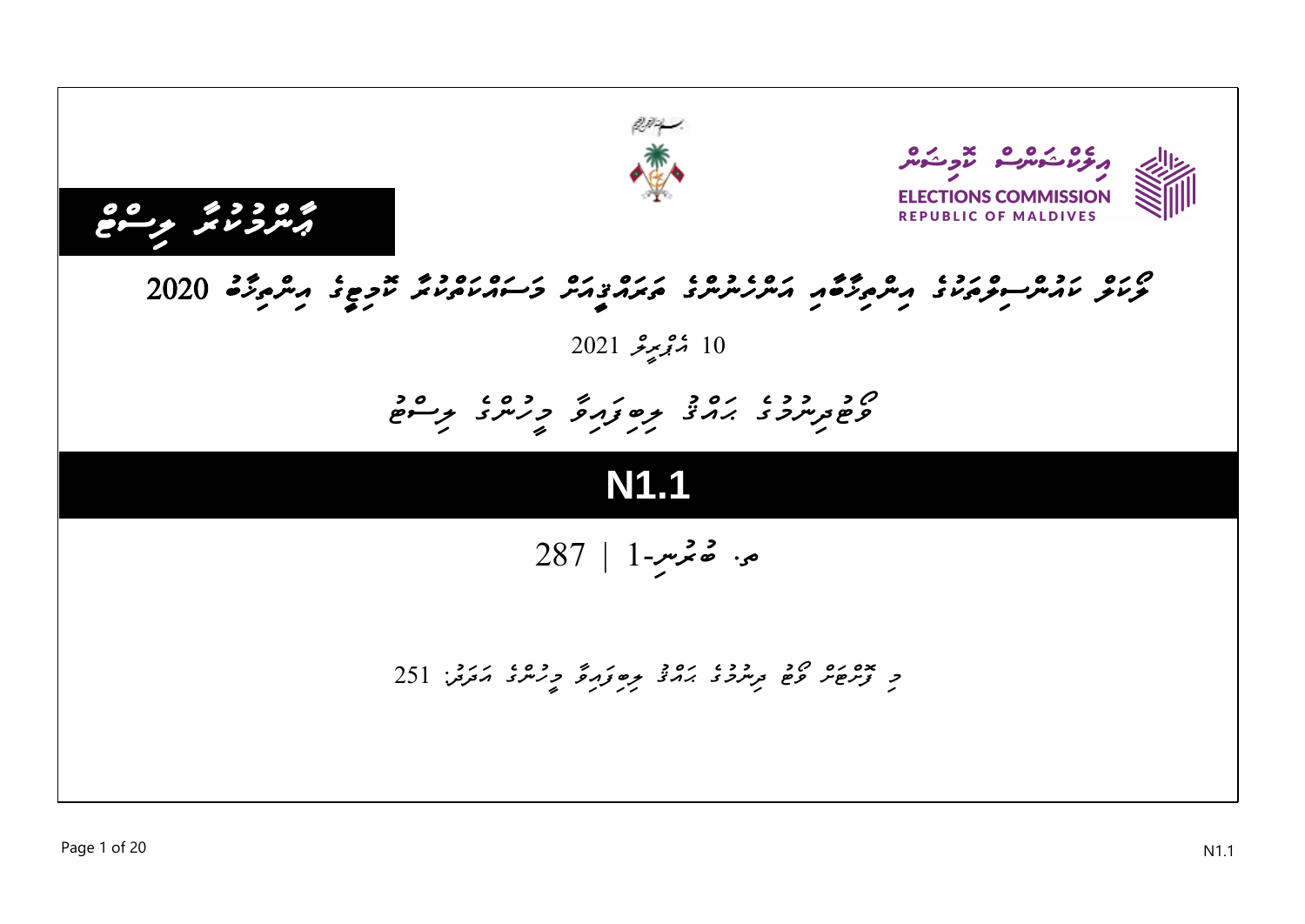އާންމުކުރާ ލިސްޓު

އިލެކްޝަންސް ކޮމިޝަން

ELECTIONS COMMISSION
REPUBLIC OF MALDIVES

# ލޯކަލް ކައުންސިލްތަކުގެ އިންތިޚާބާއި އަންހެނުންގެ ތަރައްޤީއަށް މަސައްކަތްކުރާ ކޮމިޓީގެ އިންތިޚާބު 2020

10 އޭޕްރިލް 2021

## ވޯޓުދިނުމުގެ ހައްޤު ލިބިފައިވާ މީހުންގެ ލިސްޓު

# N1.1

ތ. ބުރުނި-1 | 287

މި ބޮކްސް ވޯޓު ދިނުމުގެ ހައްޤު ލިބިފައިވާ މީހުންގެ އަދަދު: 251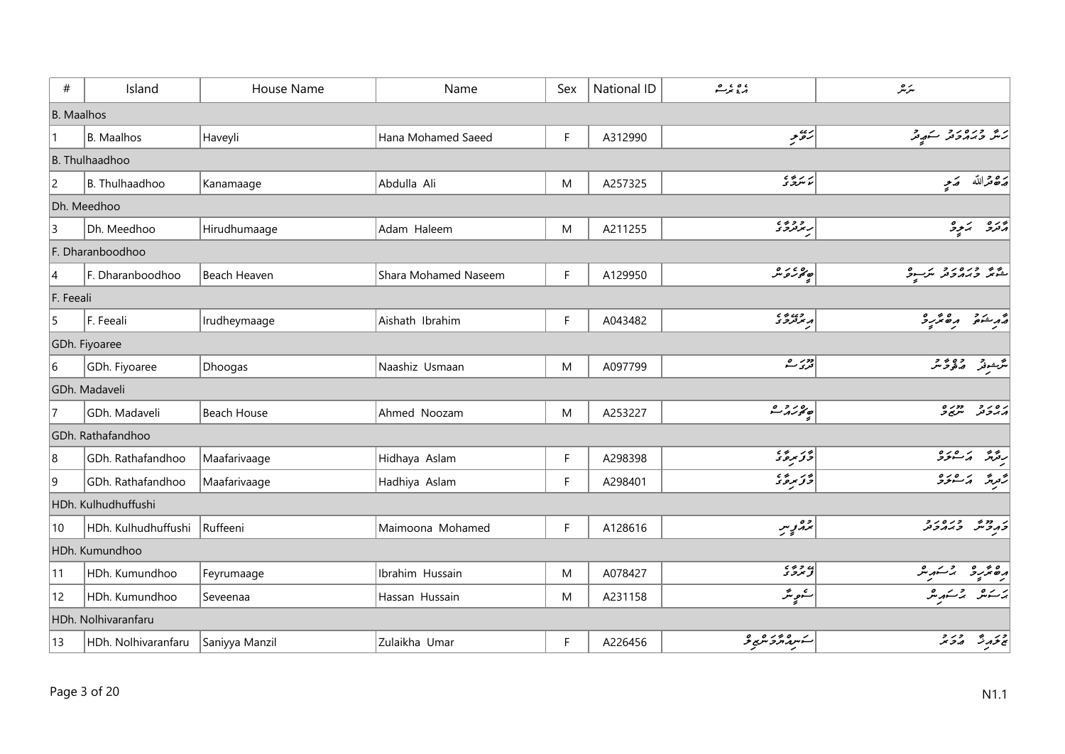| # | Island | House Name | Name | Sex | National ID | ގެއްގެ ނަން | ނަން |
|---|---|---|---|---|---|---|---|
| B. Maalhos | | | | | | | |
| 1 | B. Maalhos | Haveyli | Hana Mohamed Saeed | F | A312990 | ހަވޭލި | ހަނާ މުހައްމަދު ސަޢީދު |
| B. Thulhaadhoo | | | | | | | |
| 2 | B. Thulhaadhoo | Kanamaage | Abdulla Ali | M | A257325 | ކަނަމާގެ | އަބްދުﷲ ޢަލި |
| Dh. Meedhoo | | | | | | | |
| 3 | Dh. Meedhoo | Hirudhumaage | Adam Haleem | M | A211255 | ހިރުދުމާގެ | އާދަމް ހަލީމް |
| F. Dharanboodhoo | | | | | | | |
| 4 | F. Dharanboodhoo | Beach Heaven | Shara Mohamed Naseem | F | A129950 | ބީޗްހެވަން | ޝަރާ މުހައްމަދު ނަސީމް |
| F. Feeali | | | | | | | |
| 5 | F. Feeali | Irudheymaage | Aishath Ibrahim | F | A043482 | އިރުދޭމާގެ | އާއިޝަތު އިބްރާހީމް |
| GDh. Fiyoaree | | | | | | | |
| 6 | GDh. Fiyoaree | Dhoogas | Naashiz Usmaan | M | A097799 | ދޫގަސް | ނާޝިޒް ޢުސްމާން |
| GDh. Madaveli | | | | | | | |
| 7 | GDh. Madaveli | Beach House | Ahmed Noozam | M | A253227 | ބީޗްހައުސް | އަހުމަދު ނޫޒަމް |
| GDh. Rathafandhoo | | | | | | | |
| 8 | GDh. Rathafandhoo | Maafarivaage | Hidhaya Aslam | F | A298398 | މާފަރިވާގެ | ހިދާޔާ އަސްލަމް |
| 9 | GDh. Rathafandhoo | Maafarivaage | Hadhiya Aslam | F | A298401 | މާފަރިވާގެ | ހާދިޔާ އަސްލަމް |
| HDh. Kulhudhuffushi | | | | | | | |
| 10 | HDh. Kulhudhuffushi | Ruffeeni | Maimoona Mohamed | F | A128616 | ރުއްފީނި | މައިމޫނާ މުހައްމަދު |
| HDh. Kumundhoo | | | | | | | |
| 11 | HDh. Kumundhoo | Feyrumaage | Ibrahim Hussain | M | A078427 | ފޭރުމާގެ | އިބްރާހީމް ހުސައިން |
| 12 | HDh. Kumundhoo | Seveenaa | Hassan Hussain | M | A231158 | ސެވީނާ | ހަސަން ހުސައިން |
| HDh. Nolhivaranfaru | | | | | | | |
| 13 | HDh. Nolhivaranfaru | Saniyya Manzil | Zulaikha Umar | F | A226456 | ސަނިއްޔާމަންޒިލް | ޒުލައިޚާ ޢުމަރު |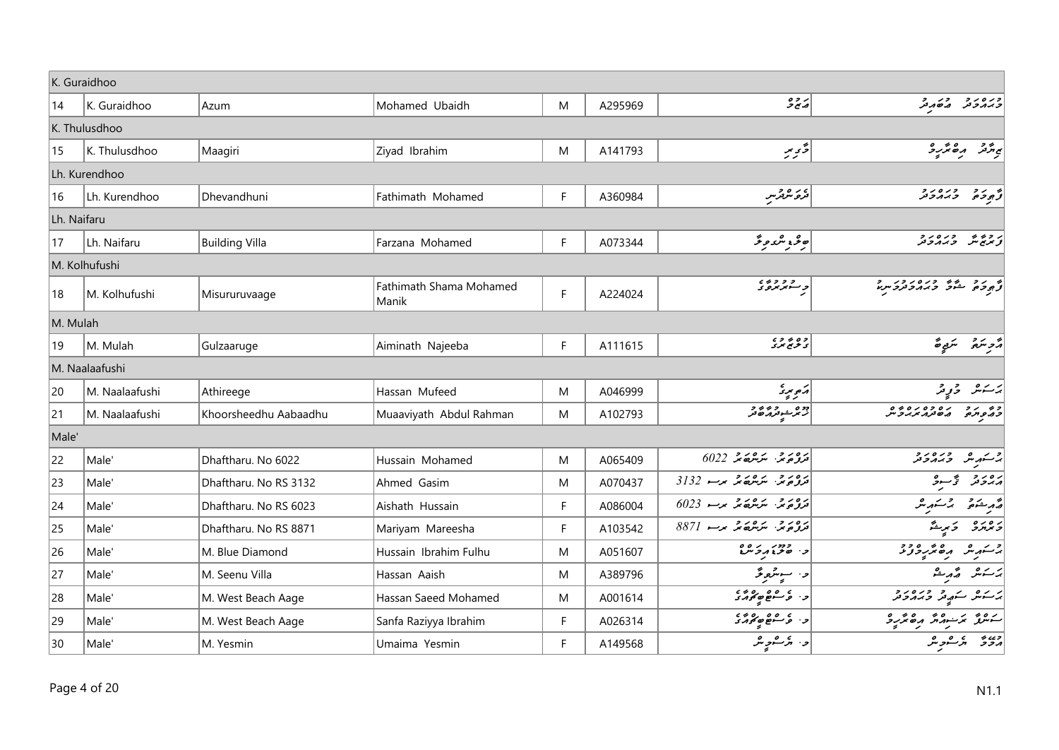| | | | | | | | |
|---|---|---|---|---|---|---|---|
| K. Guraidhoo | | | | | | | |
| 14 | K. Guraidhoo | Azum | Mohamed Ubaidh | M | A295969 | އަޒުމް | މުހައްމަދު އުބައިދު |
| K. Thulusdhoo | | | | | | | |
| 15 | K. Thulusdhoo | Maagiri | Ziyad Ibrahim | M | A141793 | މާގިރި | ޒިޔާދު އިބްރާހީމް |
| Lh. Kurendhoo | | | | | | | |
| 16 | Lh. Kurendhoo | Dhevandhuni | Fathimath Mohamed | F | A360984 | ދެވަންދުނި | ފާތިމަތު މުހައްމަދު |
| Lh. Naifaru | | | | | | | |
| 17 | Lh. Naifaru | Building Villa | Farzana Mohamed | F | A073344 | ބިލްޑިންގވިލާ | ފަރުޒާނާ މުހައްމަދު |
| M. Kolhufushi | | | | | | | |
| 18 | M. Kolhufushi | Misururuvaage | Fathimath Shama Mohamed Manik | F | A224024 | މިސުރުރުވާގެ | ފާތިމަތު ޝަމާ މުހައްމަދުމަނިކު |
| M. Mulah | | | | | | | |
| 19 | M. Mulah | Gulzaaruge | Aiminath Najeeba | F | A111615 | ގުލްޒާރުގެ | އައިމިނަތު ނަޖީބާ |
| M. Naalaafushi | | | | | | | |
| 20 | M. Naalaafushi | Athireege | Hassan Mufeed | M | A046999 | އަތިރީގެ | ހަސަން މުފީދު |
| 21 | M. Naalaafushi | Khoorsheedhu Aabaadhu | Muaaviyath Abdul Rahman | M | A102793 | ޚޫރުޝީދުއާބާދު | މުއާވިޔަތު އަބްދުއްރަޙްމާން |
| Male' | | | | | | | |
| 22 | Male' | Dhaftharu. No 6022 | Hussain Mohamed | M | A065409 | ދަފްތަރު. ނަންބަރު 6022 | ހުސައިން މުހައްމަދު |
| 23 | Male' | Dhaftharu. No RS 3132 | Ahmed Gasim | M | A070437 | ދަފްތަރު. ނަންބަރު ރސ 3132 | އަހްމަދު ޤާސިމް |
| 24 | Male' | Dhaftharu. No RS 6023 | Aishath Hussain | F | A086004 | ދަފްތަރު. ނަންބަރު ރސ 6023 | އައިޝަތު ހުސައިން |
| 25 | Male' | Dhaftharu. No RS 8871 | Mariyam Mareesha | F | A103542 | ދަފްތަރު. ނަންބަރު ރސ 8871 | މަރިޔަމް މަރީޝާ |
| 26 | Male' | M. Blue Diamond | Hussain Ibrahim Fulhu | M | A051607 | މ. ބްލޫޑައިމަންޑް | ހުސައިން އިބްރާހީމްފުޅު |
| 27 | Male' | M. Seenu Villa | Hassan Aaish | M | A389796 | މ. ސީނުވިލާ | ހަސަން އާއިޝް |
| 28 | Male' | M. West Beach Aage | Hassan Saeed Mohamed | M | A001614 | މ. ވެސްޓްބީޗްއާގެ | ހަސަން ސައީދު މުހައްމަދު |
| 29 | Male' | M. West Beach Aage | Sanfa Raziyya Ibrahim | F | A026314 | މ. ވެސްޓްބީޗްއާގެ | ސަންފާ ރަޟިއްޔާ އިބްރާހީމް |
| 30 | Male' | M. Yesmin | Umaima Yesmin | F | A149568 | މ. ޔެސްމިން | އުމައިމާ ޔެސްމިން |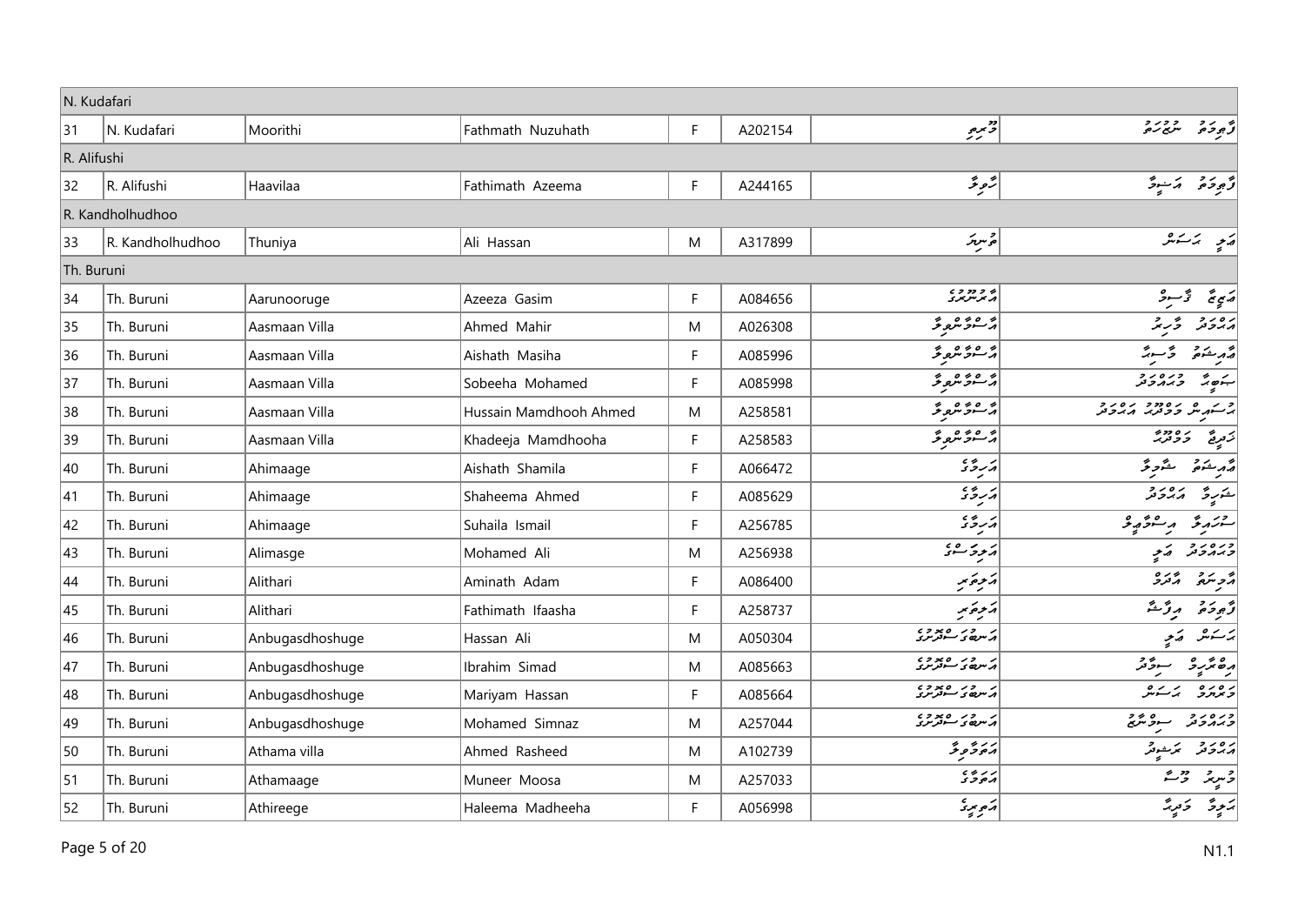| | | | | | | | |
|---|---|---|---|---|---|---|---|
| N. Kudafari | | | | | | | |
| 31 | N. Kudafari | Moorithi | Fathmath Nuzuhath | F | A202154 | ومرمو | وَّجِوَدَمُ سُنَّعَ رَمَ |
| R. Alifushi | | | | | | | |
| 32 | R. Alifushi | Haavilaa | Fathimath Azeema | F | A244165 | رَّحِرَّ | وَّجِوَدَمُ مَسِيحَ |
| R. Kandholhudhoo | | | | | | | |
| 33 | R. Kandholhudhoo | Thuniya | Ali Hassan | M | A317899 | ھُسِرَ | مَعٍ بَرَسَسْ |
| Th. Buruni | | | | | | | |
| 34 | Th. Buruni | Aarunooruge | Azeeza Gasim | F | A084656 | مُرْسُرْمَرْ | مَبِيحَ تَوَسِرْ |
| 35 | Th. Buruni | Aasmaan Villa | Ahmed Mahir | M | A026308 | مُرْسْوَمُرُو وَّ | مَرْمَرْ وَّرِيرْ |
| 36 | Th. Buruni | Aasmaan Villa | Aishath Masiha | F | A085996 | مُرْسْوَمُرُو وَّ | مُرمِسْدَمُ وَّسِيرَ |
| 37 | Th. Buruni | Aasmaan Villa | Sobeeha Mohamed | F | A085998 | مُرْسْوَمُرُو وَّ | سَمِيرُ وَبَرْمَرْ |
| 38 | Th. Buruni | Aasmaan Villa | Hussain Mamdhooh Ahmed | M | A258581 | مُرْسْوَمُرُو وَّ | بُرْسَهرِسْ وَوَمُرْرُ مَرْمَرْ |
| 39 | Th. Buruni | Aasmaan Villa | Khadeeja Mamdhooha | F | A258583 | مُرْسْوَمُرُو وَّ | زَمِرِيحَ وَوَمُرْرُ |
| 40 | Th. Buruni | Ahimaage | Aishath Shamila | F | A066472 | مَرِوَّى | مُرمِسْدَمُ سُرَّوِوَّ |
| 41 | Th. Buruni | Ahimaage | Shaheema Ahmed | F | A085629 | مَرِوَّى | سُرَرِوَّ مَرْمَرْ |
| 42 | Th. Buruni | Ahimaage | Suhaila Ismail | F | A256785 | مَرِوَّى | سُرَمِرِوَّ مِرسْوَّمِرِوْ |
| 43 | Th. Buruni | Alimasge | Mohamed Ali | M | A256938 | مَرِوَسْى | وَبَرْمَرْ مَعٍ |
| 44 | Th. Buruni | Alithari | Aminath Adam | F | A086400 | مَرِمِرَسِر | مُرْحِسَمُ مُرْمَرْو |
| 45 | Th. Buruni | Alithari | Fathimath Ifaasha | F | A258737 | مَرِمِرَسِر | وَّجِوَدَمُ مِرُّسْدَ |
| 46 | Th. Buruni | Anbugasdhoshuge | Hassan Ali | M | A050304 | مَسِرْهَ سْمَرْسْرَى | بَرَسَسْ مَعٍ |
| 47 | Th. Buruni | Anbugasdhoshuge | Ibrahim Simad | M | A085663 | مَسِرْهَ سْمَرْسْرَى | مِرْحَمُرِوْ سِوَّمْرْ |
| 48 | Th. Buruni | Anbugasdhoshuge | Mariyam Hassan | F | A085664 | مَسِرْهَ سْمَرْسْرَى | وَمُرْمَرْ بَرَسَسْ |
| 49 | Th. Buruni | Anbugasdhoshuge | Mohamed Simnaz | M | A257044 | مَسِرْهَ سْمَرْسْرَى | وَبَرْمَرْ سِوْمُرَجَ |
| 50 | Th. Buruni | Athama villa | Ahmed Rasheed | M | A102739 | مَهُوَّحِوَّ | مَرْمَرْ مَرَسِيمُرْ |
| 51 | Th. Buruni | Athamaage | Muneer Moosa | M | A257033 | مَهُوَّى | وَسِرِيرْ وُسَّ |
| 52 | Th. Buruni | Athireege | Haleema Madheeha | F | A056998 | مَهِمِرى | بَحِوَّ وَمِرِرَ |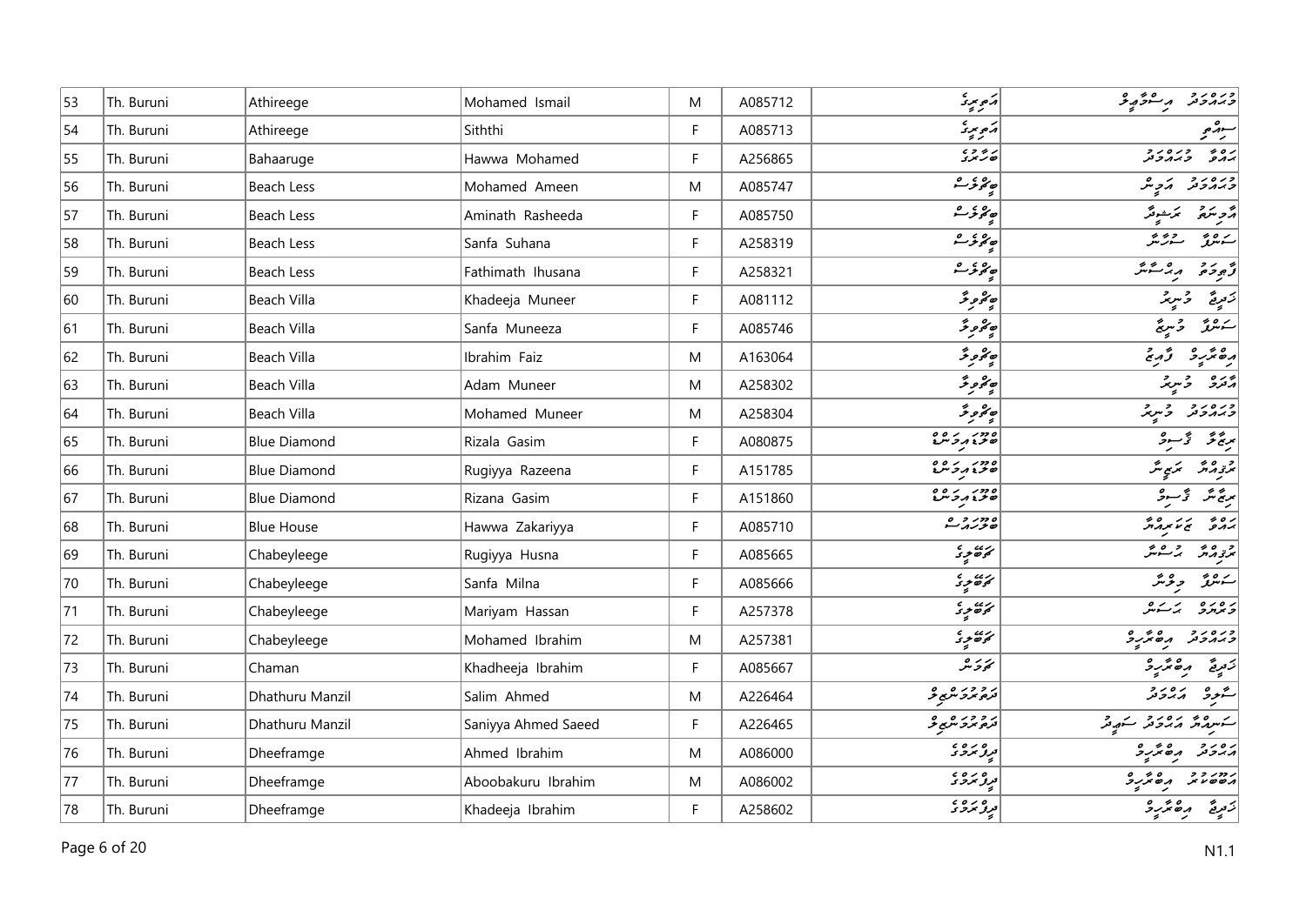| 53 | Th. Buruni | Athireege | Mohamed Ismail | M | A085712 | އަތިރީގެ | މުޙައްމަދު އިސްމާޢީލް |
|---|---|---|---|---|---|---|---|
| 54 | Th. Buruni | Athireege | Siththi | F | A085713 | އަތިރީގެ | ސިއްތި |
| 55 | Th. Buruni | Bahaaruge | Hawwa Mohamed | F | A256865 | ބަހާރުގެ | ހައްވާ މުޙައްމަދު |
| 56 | Th. Buruni | Beach Less | Mohamed Ameen | M | A085747 | ބީޗްލެސް | މުޙައްމަދު އަމީން |
| 57 | Th. Buruni | Beach Less | Aminath Rasheeda | F | A085750 | ބީޗްލެސް | އާމިނަތު ރަޝީދާ |
| 58 | Th. Buruni | Beach Less | Sanfa Suhana | F | A258319 | ބީޗްލެސް | ސަންފާ ސުހާނާ |
| 59 | Th. Buruni | Beach Less | Fathimath Ihusana | F | A258321 | ބީޗްލެސް | ފާތިމަތު އިހުސާނާ |
| 60 | Th. Buruni | Beach Villa | Khadeeja Muneer | F | A081112 | ބީޗްވިލާ | ޚަދީޖާ މުނީރު |
| 61 | Th. Buruni | Beach Villa | Sanfa Muneeza | F | A085746 | ބީޗްވިލާ | ސަންފާ މުނީޒާ |
| 62 | Th. Buruni | Beach Villa | Ibrahim Faiz | M | A163064 | ބީޗްވިލާ | އިބްރާހީމް ފާއިޒް |
| 63 | Th. Buruni | Beach Villa | Adam Muneer | M | A258302 | ބީޗްވިލާ | އާދަމް މުނީރު |
| 64 | Th. Buruni | Beach Villa | Mohamed Muneer | M | A258304 | ބީޗްވިލާ | މުޙައްމަދު މުނީރު |
| 65 | Th. Buruni | Blue Diamond | Rizala Gasim | F | A080875 | ބްލޫ ޑައިމަންޑް | ރިޒާލާ ޤާސިމް |
| 66 | Th. Buruni | Blue Diamond | Rugiyya Razeena | F | A151785 | ބްލޫ ޑައިމަންޑް | ރުގިއްޔާ ރަޒީނާ |
| 67 | Th. Buruni | Blue Diamond | Rizana Gasim | F | A151860 | ބްލޫ ޑައިމަންޑް | ރިޒާނާ ޤާސިމް |
| 68 | Th. Buruni | Blue House | Hawwa Zakariyya | F | A085710 | ބްލޫހައުސް | ހައްވާ ޒަކަރިއްޔާ |
| 69 | Th. Buruni | Chabeyleege | Rugiyya Husna | F | A085665 | ޗަބޭލީގެ | ރުގިއްޔާ ހުސްނާ |
| 70 | Th. Buruni | Chabeyleege | Sanfa Milna | F | A085666 | ޗަބޭލީގެ | ސަންފާ މިލްނާ |
| 71 | Th. Buruni | Chabeyleege | Mariyam Hassan | F | A257378 | ޗަބޭލީގެ | މަރިޔަމް ހަސަން |
| 72 | Th. Buruni | Chabeyleege | Mohamed Ibrahim | M | A257381 | ޗަބޭލީގެ | މުޙައްމަދު އިބްރާހީމް |
| 73 | Th. Buruni | Chaman | Khadheeja Ibrahim | F | A085667 | ޗަމަން | ޚަދީޖާ އިބްރާހީމް |
| 74 | Th. Buruni | Dhathuru Manzil | Salim Ahmed | M | A226464 | ދަތުރުމަންޒިލް | ސާލިމް އަޙްމަދު |
| 75 | Th. Buruni | Dhathuru Manzil | Saniyya Ahmed Saeed | F | A226465 | ދަތުރުމަންޒިލް | ސަނިއްޔާ އަޙްމަދު ސަޢީދު |
| 76 | Th. Buruni | Dheeframge | Ahmed Ibrahim | M | A086000 | ދީފްރަމްގެ | އަޙްމަދު އިބްރާހީމް |
| 77 | Th. Buruni | Dheeframge | Aboobakuru Ibrahim | M | A086002 | ދީފްރަމްގެ | އަބޫބަކުރު އިބްރާހީމް |
| 78 | Th. Buruni | Dheeframge | Khadeeja Ibrahim | F | A258602 | ދީފްރަމްގެ | ޚަދީޖާ އިބްރާހީމް |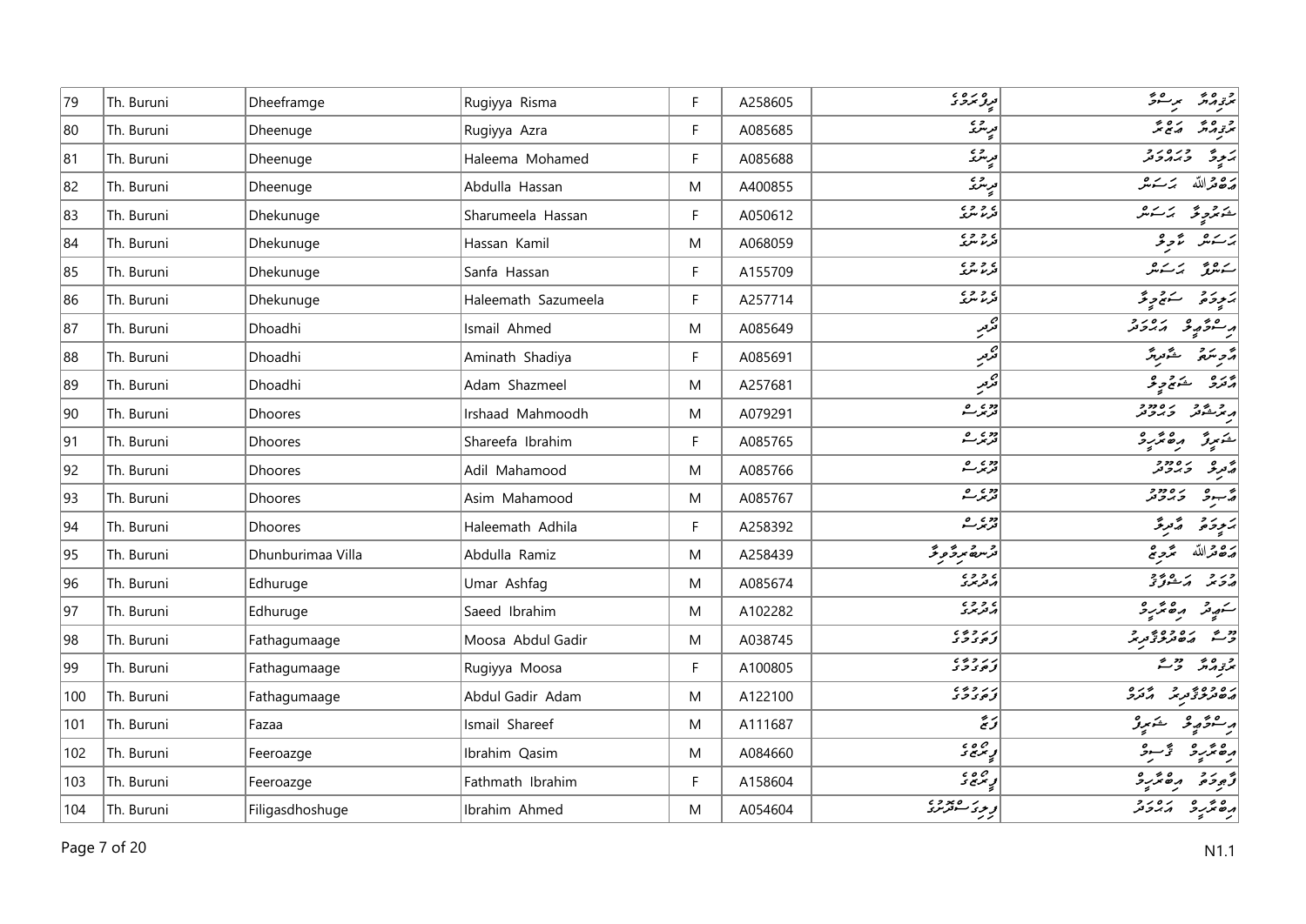| 79 | Th. Buruni | Dheeframge | Rugiyya Risma | F | A258605 | ދީފްރަމްގެ | ރުގިއްޔާ ރިސްމާ |
|---|---|---|---|---|---|---|---|
| 80 | Th. Buruni | Dheenuge | Rugiyya Azra | F | A085685 | ދީނުގެ | ރުގިއްޔާ އަޒްރާ |
| 81 | Th. Buruni | Dheenuge | Haleema Mohamed | F | A085688 | ދީނުގެ | ހަލީމާ މުހައްމަދު |
| 82 | Th. Buruni | Dheenuge | Abdulla Hassan | M | A400855 | ދީނުގެ | އަބްދުﷲ ހަސަން |
| 83 | Th. Buruni | Dhekunuge | Sharumeela Hassan | F | A050612 | ދެކުނުގެ | ޝަރުމީލާ ހަސަން |
| 84 | Th. Buruni | Dhekunuge | Hassan Kamil | M | A068059 | ދެކުނުގެ | ހަސަން ކާމިލް |
| 85 | Th. Buruni | Dhekunuge | Sanfa Hassan | F | A155709 | ދެކުނުގެ | ސަންފާ ހަސަން |
| 86 | Th. Buruni | Dhekunuge | Haleemath Sazumeela | F | A257714 | ދެކުނުގެ | ހަލީމަތު ސަޒުމީލާ |
| 87 | Th. Buruni | Dhoadhi | Ismail Ahmed | M | A085649 | ދޯދި | އިސްމާއީލް އަހުމަދު |
| 88 | Th. Buruni | Dhoadhi | Aminath Shadiya | F | A085691 | ދޯދި | އާމިނަތު ޝާދިޔާ |
| 89 | Th. Buruni | Dhoadhi | Adam Shazmeel | M | A257681 | ދޯދި | އާދަމް ޝަޒްމީލް |
| 90 | Th. Buruni | Dhoores | Irshaad Mahmoodh | M | A079291 | ދޫރެސް | އިރުޝާދު މަހްމޫދު |
| 91 | Th. Buruni | Dhoores | Shareefa Ibrahim | F | A085765 | ދޫރެސް | ޝަރީފާ އިބްރާހީމް |
| 92 | Th. Buruni | Dhoores | Adil Mahamood | M | A085766 | ދޫރެސް | އާދިލް މަހްމޫދު |
| 93 | Th. Buruni | Dhoores | Asim Mahamood | M | A085767 | ދޫރެސް | އާސިމް މަހްމޫދު |
| 94 | Th. Buruni | Dhoores | Haleemath Adhila | F | A258392 | ދޫރެސް | ހަލީމަތު އާދިލާ |
| 95 | Th. Buruni | Dhunburimaa Villa | Abdulla Ramiz | M | A258439 | ދުނބުރިމާވިލާ | އަބްދުﷲ ރާމިޒް |
| 96 | Th. Buruni | Edhuruge | Umar Ashfag | M | A085674 | އެދުރުގެ | ޢުމަރު އަޝްފާގު |
| 97 | Th. Buruni | Edhuruge | Saeed Ibrahim | M | A102282 | އެދުރުގެ | ސައީދު އިބްރާހީމް |
| 98 | Th. Buruni | Fathagumaage | Moosa Abdul Gadir | M | A038745 | ފަތަގުމާގެ | މޫސާ އަބްދުލްގާދިރު |
| 99 | Th. Buruni | Fathagumaage | Rugiyya Moosa | F | A100805 | ފަތަގުމާގެ | ރުގިއްޔާ މޫސާ |
| 100 | Th. Buruni | Fathagumaage | Abdul Gadir Adam | M | A122100 | ފަތަގުމާގެ | އަބްދުލްގާދިރު އާދަމް |
| 101 | Th. Buruni | Fazaa | Ismail Shareef | M | A111687 | ފަޒާ | އިސްމާއީލް ޝަރީފް |
| 102 | Th. Buruni | Feeroazge | Ibrahim Qasim | M | A084660 | ފީރޯޒްގެ | އިބްރާހީމް ޤާސިމް |
| 103 | Th. Buruni | Feeroazge | Fathmath Ibrahim | F | A158604 | ފީރޯޒްގެ | ފާތިމަތު އިބްރާހީމް |
| 104 | Th. Buruni | Filigasdhoshuge | Ibrahim Ahmed | M | A054604 | ފިލިގަސްދޮށުގެ | އިބްރާހީމް އަހުމަދު |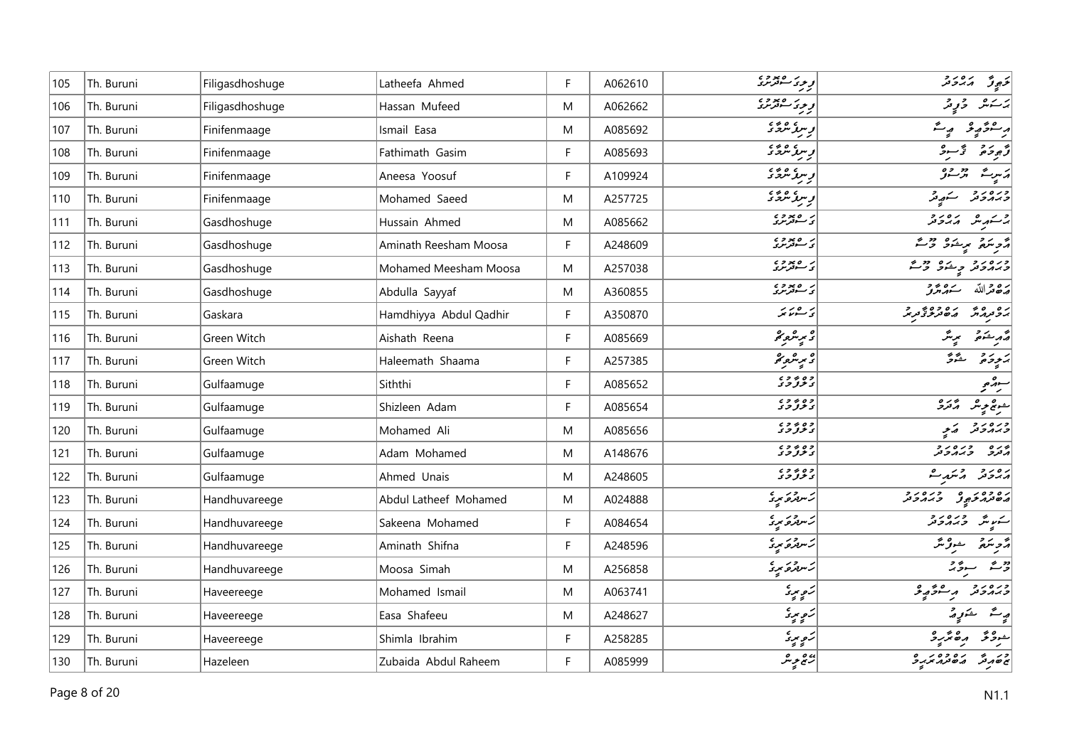| 105 | Th. Buruni | Filigasdhoshuge | Latheefa Ahmed | F | A062610 | ވިލިގަސްދޮށުގެ | ލަތީފާ އަޙްމަދު |
|---|---|---|---|---|---|---|---|
| 106 | Th. Buruni | Filigasdhoshuge | Hassan Mufeed | M | A062662 | ވިލިގަސްދޮށުގެ | ހަސަން މުފީދު |
| 107 | Th. Buruni | Finifenmaage | Ismail Easa | M | A085692 | ފިނިފެންމާގެ | އިސްމާޢީލް ޢީސާ |
| 108 | Th. Buruni | Finifenmaage | Fathimath Gasim | F | A085693 | ފިނިފެންމާގެ | ފާތިމަތު ޤާސިމް |
| 109 | Th. Buruni | Finifenmaage | Aneesa Yoosuf | F | A109924 | ފިނިފެންމާގެ | އަނީސާ ޔޫސުފް |
| 110 | Th. Buruni | Finifenmaage | Mohamed Saeed | M | A257725 | ފިނިފެންމާގެ | މުޙައްމަދު ސައީދު |
| 111 | Th. Buruni | Gasdhoshuge | Hussain Ahmed | M | A085662 | ގަސްދޮށުގެ | ޙުސައިން އަޙްމަދު |
| 112 | Th. Buruni | Gasdhoshuge | Aminath Reesham Moosa | F | A248609 | ގަސްދޮށުގެ | އާމިނަތު ރީޝަމް މޫސާ |
| 113 | Th. Buruni | Gasdhoshuge | Mohamed Meesham Moosa | M | A257038 | ގަސްދޮށުގެ | މުޙައްމަދު މީޝަމް މޫސާ |
| 114 | Th. Buruni | Gasdhoshuge | Abdulla Sayyaf | M | A360855 | ގަސްދޮށުގެ | އަބްދުﷲ ސައްޔާފު |
| 115 | Th. Buruni | Gaskara | Hamdhiyya Abdul Qadhir | F | A350870 | ގަސްކަރަ | ހަމްދިއްޔާ އަބްދުލްޤާދިރު |
| 116 | Th. Buruni | Green Witch | Aishath Reena | F | A085669 | ގްރީންވިޗް | އާއިޝަތު ރީނާ |
| 117 | Th. Buruni | Green Witch | Haleemath Shaama | F | A257385 | ގްރީންވިޗް | ހަލީމަތު ޝާމާ |
| 118 | Th. Buruni | Gulfaamuge | Siththi | F | A085652 | ގުލްފާމުގެ | ސިއްތި |
| 119 | Th. Buruni | Gulfaamuge | Shizleen Adam | F | A085654 | ގުލްފާމުގެ | ޝިޒްލީން އާދަމް |
| 120 | Th. Buruni | Gulfaamuge | Mohamed Ali | M | A085656 | ގުލްފާމުގެ | މުޙައްމަދު ޢަލީ |
| 121 | Th. Buruni | Gulfaamuge | Adam Mohamed | M | A148676 | ގުލްފާމުގެ | އާދަމް މުޙައްމަދު |
| 122 | Th. Buruni | Gulfaamuge | Ahmed Unais | M | A248605 | ގުލްފާމުގެ | އަޙްމަދު އުނައިސް |
| 123 | Th. Buruni | Handhuvareege | Abdul Latheef Mohamed | M | A024888 | ހަނދުވަރީގެ | އަބްދުލްލަޠީފް މުޙައްމަދު |
| 124 | Th. Buruni | Handhuvareege | Sakeena Mohamed | F | A084654 | ހަނދުވަރީގެ | ސަކީނާ މުޙައްމަދު |
| 125 | Th. Buruni | Handhuvareege | Aminath Shifna | F | A248596 | ހަނދުވަރީގެ | އާމިނަތު ޝިފްނާ |
| 126 | Th. Buruni | Handhuvareege | Moosa Simah | M | A256858 | ހަނދުވަރީގެ | މޫސާ ސިމާހު |
| 127 | Th. Buruni | Haveereege | Mohamed Ismail | M | A063741 | ހަވީރީގެ | މުޙައްމަދު އިސްމާޢީލް |
| 128 | Th. Buruni | Haveereege | Easa Shafeeu | M | A248627 | ހަވީރީގެ | ޢީސާ ޝަފީޢު |
| 129 | Th. Buruni | Haveereege | Shimla Ibrahim | F | A258285 | ހަވީރީގެ | ޝިމްލާ އިބްރާހިމް |
| 130 | Th. Buruni | Hazeleen | Zubaida Abdul Raheem | F | A085999 | ހޭޒްލީން | ޒުބައިދާ އަބްދުއްރަޙީމް |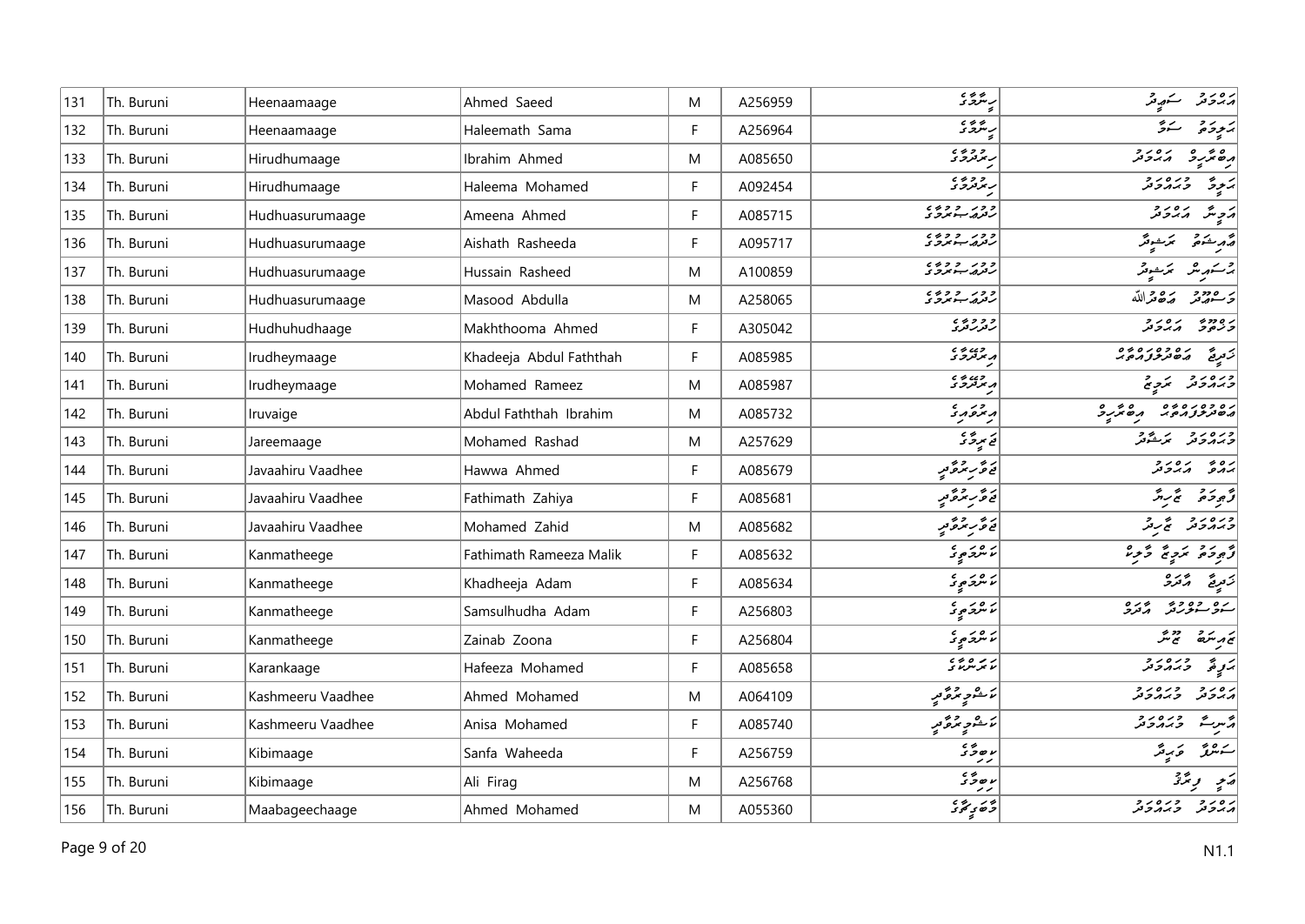| 131 | Th. Buruni | Heenaamaage | Ahmed Saeed | M | A256959 | ރިނާމާގެ | އަޙްމަދު ސައީދު |
|---|---|---|---|---|---|---|---|
| 132 | Th. Buruni | Heenaamaage | Haleemath Sama | F | A256964 | ރިނާމާގެ | ހަލީމަތު ސަމާ |
| 133 | Th. Buruni | Hirudhumaage | Ibrahim Ahmed | M | A085650 | ހިރުދުމާގެ | އިބްރާހީމް އަޙްމަދު |
| 134 | Th. Buruni | Hirudhumaage | Haleema Mohamed | F | A092454 | ހިރުދުމާގެ | ހަލީމާ މުޙައްމަދު |
| 135 | Th. Buruni | Hudhuasurumaage | Ameena Ahmed | F | A085715 | ހުދުއަސުރުމާގެ | އަމީނާ އަޙްމަދު |
| 136 | Th. Buruni | Hudhuasurumaage | Aishath Rasheeda | F | A095717 | ހުދުއަސުރުމާގެ | އާއިޝަތު ރަޝީދާ |
| 137 | Th. Buruni | Hudhuasurumaage | Hussain Rasheed | M | A100859 | ހުދުއަސުރުމާގެ | ޙުސައިން ރަޝީދު |
| 138 | Th. Buruni | Hudhuasurumaage | Masood Abdulla | M | A258065 | ހުދުއަސުރުމާގެ | މަސްޢޫދު ޢަބްދުﷲ |
| 139 | Th. Buruni | Hudhuhudhaage | Makhthooma Ahmed | F | A305042 | ހުދުހުދާގެ | މަޚްތޫމާ އަޙްމަދު |
| 140 | Th. Buruni | Irudheymaage | Khadeeja Abdul Faththah | F | A085985 | އިރުދޭމާގެ | ޚަދީޖާ ޢަބްދުލްފައްތާޙް |
| 141 | Th. Buruni | Irudheymaage | Mohamed Rameez | M | A085987 | އިރުދޭމާގެ | މުޙައްމަދު ރަމީޒު |
| 142 | Th. Buruni | Iruvaige | Abdul Faththah Ibrahim | M | A085732 | އިރުވައިގެ | ޢަބްދުލްފައްތާޙް އިބްރާހީމް |
| 143 | Th. Buruni | Jareemaage | Mohamed Rashad | M | A257629 | ޖަރީމާގެ | މުޙައްމަދު ރަޝާދު |
| 144 | Th. Buruni | Javaahiru Vaadhee | Hawwa Ahmed | F | A085679 | ޖަވާހިރުވާދީ | ހައްވާ އަޙްމަދު |
| 145 | Th. Buruni | Javaahiru Vaadhee | Fathimath Zahiya | F | A085681 | ޖަވާހިރުވާދީ | ފާތިމަތު ޒާހިޔާ |
| 146 | Th. Buruni | Javaahiru Vaadhee | Mohamed Zahid | M | A085682 | ޖަވާހިރުވާދީ | މުޙައްމަދު ޒާހިދު |
| 147 | Th. Buruni | Kanmatheege | Fathimath Rameeza Malik | F | A085632 | ކަންމަތީގެ | ފާތިމަތު ރަމީޒާ މާލިކް |
| 148 | Th. Buruni | Kanmatheege | Khadheeja Adam | F | A085634 | ކަންމަތީގެ | ޚަދީޖާ އާދަމް |
| 149 | Th. Buruni | Kanmatheege | Samsulhudha Adam | F | A256803 | ކަންމަތީގެ | ސަމްސުލްހުދާ އާދަމް |
| 150 | Th. Buruni | Kanmatheege | Zainab Zoona | F | A256804 | ކަންމަތީގެ | ޒައިނަބު ޒޫނާ |
| 151 | Th. Buruni | Karankaage | Hafeeza Mohamed | F | A085658 | ކަރަންކާގެ | ހަފީޒާ މުޙައްމަދު |
| 152 | Th. Buruni | Kashmeeru Vaadhee | Ahmed Mohamed | M | A064109 | ކަޝްމީރުވާދީ | އަޙްމަދު މުޙައްމަދު |
| 153 | Th. Buruni | Kashmeeru Vaadhee | Anisa Mohamed | F | A085740 | ކަޝްމީރުވާދީ | އަނީސާ މުޙައްމަދު |
| 154 | Th. Buruni | Kibimaage | Sanfa Waheeda | F | A256759 | ކިބިމާގެ | ސަންފާ ވަހީދާ |
| 155 | Th. Buruni | Kibimaage | Ali Firag | M | A256768 | ކިބިމާގެ | އަލި ފިރާގު |
| 156 | Th. Buruni | Maabageechaage | Ahmed Mohamed | M | A055360 | މާބަގީޗާގެ | އަޙްމަދު މުޙައްމަދު |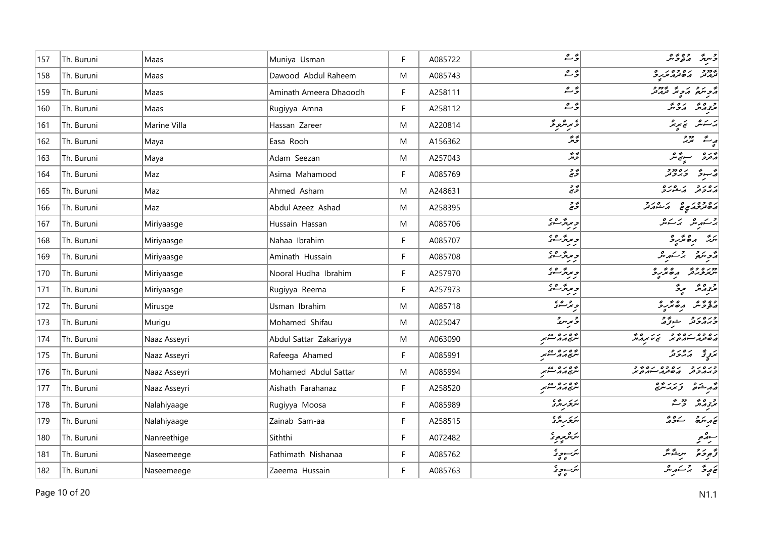| 157 | Th. Buruni | Maas | Muniya Usman | F | A085722 | މާސް | މުނިޔާ އުސްމާން |
|---|---|---|---|---|---|---|---|
| 158 | Th. Buruni | Maas | Dawood Abdul Raheem | M | A085743 | މާސް | ދާއޫދު އަބްދުއްރަޙީމް |
| 159 | Th. Buruni | Maas | Aminath Ameera Dhaoodh | F | A258111 | މާސް | އާމިނަތު އަމީރާ ދާއޫދު |
| 160 | Th. Buruni | Maas | Rugiyya Amna | F | A258112 | މާސް | ރުގިއްޔާ އަމްނާ |
| 161 | Th. Buruni | Marine Villa | Hassan Zareer | M | A220814 | މެރިންވިލާ | ހަސަން ޒަރީރު |
| 162 | Th. Buruni | Maya | Easa Rooh | M | A156362 | މާޔާ | ޢީސާ ރޫޙު |
| 163 | Th. Buruni | Maya | Adam Seezan | M | A257043 | މާޔާ | އާދަމް ސީޒާން |
| 164 | Th. Buruni | Maz | Asima Mahamood | F | A085769 | މާޒު | އާސިމާ މަޙްމޫދު |
| 165 | Th. Buruni | Maz | Ahmed Asham | M | A248631 | މާޒު | އަޙްމަދު އަޝްހަމް |
| 166 | Th. Buruni | Maz | Abdul Azeez Ashad | M | A258395 | މާޒު | އަބްދުލްޢަޒީޒު އަރްޝަދު |
| 167 | Th. Buruni | Miriyaasge | Hussain Hassan | M | A085706 | މިރިޔާސްގެ | ހުސައިން ހަސަން |
| 168 | Th. Buruni | Miriyaasge | Nahaa Ibrahim | F | A085707 | މިރިޔާސްގެ | ނަހާ އިބްރާހިމް |
| 169 | Th. Buruni | Miriyaasge | Aminath Hussain | F | A085708 | މިރިޔާސްގެ | އާމިނަތު ހުސައިން |
| 170 | Th. Buruni | Miriyaasge | Nooral Hudha Ibrahim | F | A257970 | މިރިޔާސްގެ | ނޫރަލްހުދާ އިބްރާހިމް |
| 171 | Th. Buruni | Miriyaasge | Rugiyya Reema | F | A257973 | މިރިޔާސްގެ | ރުގިއްޔާ ރީމާ |
| 172 | Th. Buruni | Mirusge | Usman Ibrahim | M | A085718 | މިރުސްގެ | އުސްމާން އިބްރާހިމް |
| 173 | Th. Buruni | Murigu | Mohamed Shifau | M | A025047 | މުރިގު | މުޙައްމަދު ޝިފާއު |
| 174 | Th. Buruni | Naaz Asseyri | Abdul Sattar Zakariyya | M | A063090 | ނާޒްއައްސޭރި | އަބްދުލްސައްތާރު ޒަކަރިއްޔާ |
| 175 | Th. Buruni | Naaz Asseyri | Rafeega Ahamed | F | A085991 | ނާޒްއައްސޭރި | ރަފީގާ އަޙްމަދު |
| 176 | Th. Buruni | Naaz Asseyri | Mohamed Abdul Sattar | M | A085994 | ނާޒްއައްސޭރި | މުޙައްމަދު އަބްދުލްސައްތާރު |
| 177 | Th. Buruni | Naaz Asseyri | Aishath Farahanaz | F | A258520 | ނާޒްއައްސޭރި | އައިށަތު ފަރަހަނާޒް |
| 178 | Th. Buruni | Nalahiyaage | Rugiyya Moosa | F | A085989 | ނަލަހިޔާގެ | ރުގިއްޔާ މޫސާ |
| 179 | Th. Buruni | Nalahiyaage | Zainab Sam-aa | F | A258515 | ނަލަހިޔާގެ | ޒައިނަބު ސަމްޢާ |
| 180 | Th. Buruni | Nanreethige | Siththi | F | A072482 | ނަންރީތިގެ | ސިއްތި |
| 181 | Th. Buruni | Naseemeege | Fathimath Nishanaa | F | A085762 | ނަސީމީގެ | ފާތިމަތު ނިޝަނާ |
| 182 | Th. Buruni | Naseemeege | Zaeema Hussain | F | A085763 | ނަސީމީގެ | ޒައީމާ ހުސައިން |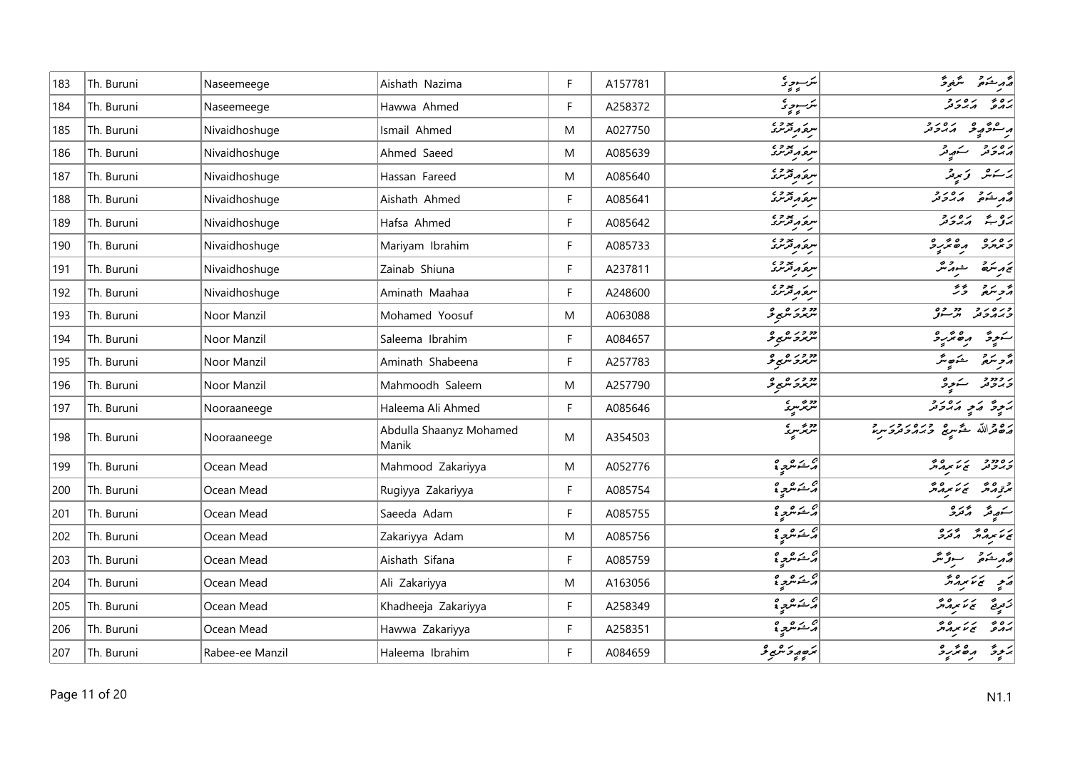| 183 | Th. Buruni | Naseemeege | Aishath Nazima | F | A157781 | ސަރީމީގެ | އައިޝަތު ނާޒިމާ |
|---|---|---|---|---|---|---|---|
| 184 | Th. Buruni | Naseemeege | Hawwa Ahmed | F | A258372 | ނަސީމީގެ | ހައްވާ އަހުމަދު |
| 185 | Th. Buruni | Nivaidhoshuge | Ismail Ahmed | M | A027750 | ނިވައިދޮށުގެ | އިސްމާއީލް އަހުމަދު |
| 186 | Th. Buruni | Nivaidhoshuge | Ahmed Saeed | M | A085639 | ނިވައިދޮށުގެ | އަހުމަދު ސައީދު |
| 187 | Th. Buruni | Nivaidhoshuge | Hassan Fareed | M | A085640 | ނިވައިދޮށުގެ | ހަސަން ފަރީދު |
| 188 | Th. Buruni | Nivaidhoshuge | Aishath Ahmed | F | A085641 | ނިވައިދޮށުގެ | އައިޝަތު އަހުމަދު |
| 189 | Th. Buruni | Nivaidhoshuge | Hafsa Ahmed | F | A085642 | ނިވައިދޮށުގެ | ހަފްސާ އަހުމަދު |
| 190 | Th. Buruni | Nivaidhoshuge | Mariyam Ibrahim | F | A085733 | ނިވައިދޮށުގެ | މަރިޔަމް އިބްރާހީމް |
| 191 | Th. Buruni | Nivaidhoshuge | Zainab Shiuna | F | A237811 | ނިވައިދޮށުގެ | ޒައިނަބް ޝިއުނާ |
| 192 | Th. Buruni | Nivaidhoshuge | Aminath Maahaa | F | A248600 | ނިވައިދޮށުގެ | އާމިނަތު މާހާ |
| 193 | Th. Buruni | Noor Manzil | Mohamed Yoosuf | M | A063088 | ނޫރުމަންޒިލް | މުޙައްމަދު ޔޫސުފް |
| 194 | Th. Buruni | Noor Manzil | Saleema Ibrahim | F | A084657 | ނޫރުމަންޒިލް | ސަލީމާ އިބްރާހީމް |
| 195 | Th. Buruni | Noor Manzil | Aminath Shabeena | F | A257783 | ނޫރުމަންޒިލް | އާމިނަތު ޝަބީނާ |
| 196 | Th. Buruni | Noor Manzil | Mahmoodh Saleem | M | A257790 | ނޫރުމަންޒިލް | މަޙްމޫދު ސަލީމް |
| 197 | Th. Buruni | Nooraaneege | Haleema Ali Ahmed | F | A085646 | ނޫރާނީގެ | ހަލީމާ އަލި އަހުމަދު |
| 198 | Th. Buruni | Nooraaneege | Abdulla Shaanyz Mohamed Manik | M | A354503 | ނޫރާނީގެ | އަބްދުﷲ ޝާނިޒް މުޙައްމަދުމަނިކު |
| 199 | Th. Buruni | Ocean Mead | Mahmood Zakariyya | M | A052776 | އޯޝަންމީޑް | މަޙްމޫދު ޒަކަރިއްޔާ |
| 200 | Th. Buruni | Ocean Mead | Rugiyya Zakariyya | F | A085754 | އޯޝަންމީޑް | ރުގިއްޔާ ޒަކަރިއްޔާ |
| 201 | Th. Buruni | Ocean Mead | Saeeda Adam | F | A085755 | އޯޝަންމީޑް | ސައީދާ އާދަމް |
| 202 | Th. Buruni | Ocean Mead | Zakariyya Adam | M | A085756 | އޯޝަންމީޑް | ޒަކަރިއްޔާ އާދަމް |
| 203 | Th. Buruni | Ocean Mead | Aishath Sifana | F | A085759 | އޯޝަންމީޑް | އައިޝަތު ސިފާނާ |
| 204 | Th. Buruni | Ocean Mead | Ali Zakariyya | M | A163056 | އޯޝަންމީޑް | އަލި ޒަކަރިއްޔާ |
| 205 | Th. Buruni | Ocean Mead | Khadheeja Zakariyya | F | A258349 | އޯޝަންމީޑް | ޚަދީޖާ ޒަކަރިއްޔާ |
| 206 | Th. Buruni | Ocean Mead | Hawwa Zakariyya | F | A258351 | އޯޝަންމީޑް | ހައްވާ ޒަކަރިއްޔާ |
| 207 | Th. Buruni | Rabee-ee Manzil | Haleema Ibrahim | F | A084659 | ރަބީޢީމަންޒިލް | ހަލީމާ އިބްރާހީމް |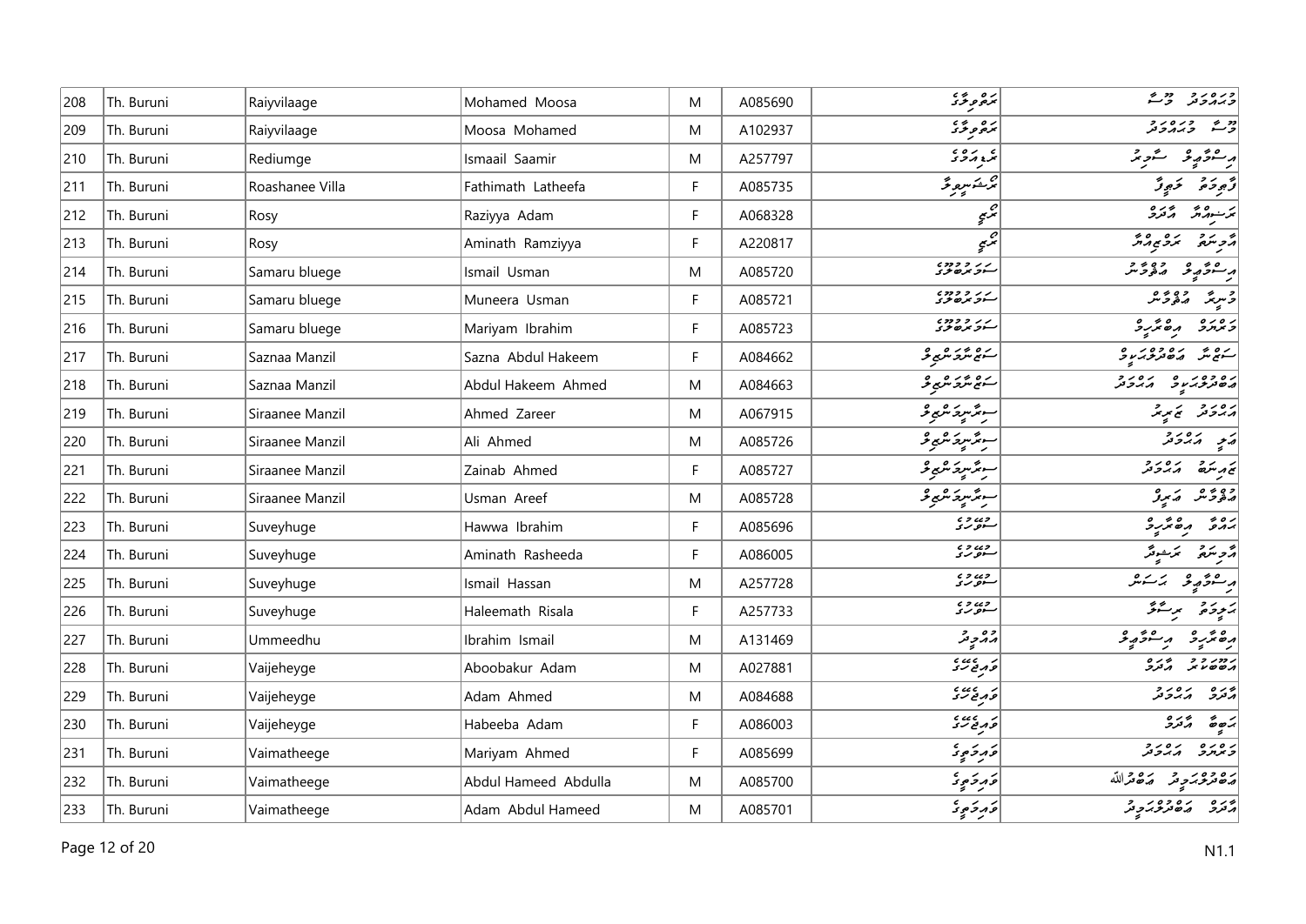| 208 | Th. Buruni | Raiyvilaage | Mohamed Moosa | M | A085690 | ރައްވިލާގެ | މުހައްމަދު މޫސާ |
|---|---|---|---|---|---|---|---|
| 209 | Th. Buruni | Raiyvilaage | Moosa Mohamed | M | A102937 | ރައްވިލާގެ | މޫސާ މުހައްމަދު |
| 210 | Th. Buruni | Rediumge | Ismaail Saamir | M | A257797 | ރެޑިއަމްގެ | އިސްމާއީލު ސާމިރު |
| 211 | Th. Buruni | Roashanee Villa | Fathimath Latheefa | F | A085735 | ރޯޝަނީވިލާ | ފާތިމަތު ލަތީފާ |
| 212 | Th. Buruni | Rosy | Raziyya Adam | F | A068328 | ރޯޒީ | ރަޒިއްޔާ އާދަމް |
| 213 | Th. Buruni | Rosy | Aminath Ramziyya | F | A220817 | ރޯޒީ | އާމިނަތު ރަމްޒިއްޔާ |
| 214 | Th. Buruni | Samaru bluege | Ismail Usman | M | A085720 | ސަމަރު ބްލޫގެ | އިސްމާއީލް އުސްމާން |
| 215 | Th. Buruni | Samaru bluege | Muneera Usman | F | A085721 | ސަމަރު ބްލޫގެ | މުނީރާ އުސްމާން |
| 216 | Th. Buruni | Samaru bluege | Mariyam Ibrahim | F | A085723 | ސަމަރު ބްލޫގެ | މަރިޔަމް އިބްރާހީމް |
| 217 | Th. Buruni | Saznaa Manzil | Sazna Abdul Hakeem | F | A084662 | ސަޒްނާމަންޒިލް | ސަޒްނާ އަބްދުލްހަކީމް |
| 218 | Th. Buruni | Saznaa Manzil | Abdul Hakeem Ahmed | M | A084663 | ސަޒްނާމަންޒިލް | އަބްދުލްހަކީމް އަޙްމަދު |
| 219 | Th. Buruni | Siraanee Manzil | Ahmed Zareer | M | A067915 | ސިރާނީމަންޒިލް | އަޙްމަދު ޒަރީރު |
| 220 | Th. Buruni | Siraanee Manzil | Ali Ahmed | M | A085726 | ސިރާނީމަންޒިލް | އަލި އަޙްމަދު |
| 221 | Th. Buruni | Siraanee Manzil | Zainab Ahmed | F | A085727 | ސިރާނީމަންޒިލް | ޒައިނަބު އަޙްމަދު |
| 222 | Th. Buruni | Siraanee Manzil | Usman Areef | M | A085728 | ސިރާނީމަންޒިލް | އުސްމާން އަރީފު |
| 223 | Th. Buruni | Suveyhuge | Hawwa Ibrahim | F | A085696 | ސުވޭހުގެ | ހައްވާ އިބްރާހީމް |
| 224 | Th. Buruni | Suveyhuge | Aminath Rasheeda | F | A086005 | ސުވޭހުގެ | އާމިނަތު ރަޝީދާ |
| 225 | Th. Buruni | Suveyhuge | Ismail Hassan | M | A257728 | ސުވޭހުގެ | އިސްމާއީލް ހަސަން |
| 226 | Th. Buruni | Suveyhuge | Haleemath Risala | F | A257733 | ސުވޭހުގެ | ހަލީމަތު ރިސާލާ |
| 227 | Th. Buruni | Ummeedhu | Ibrahim Ismail | M | A131469 | އުއްމީދު | އިބްރާހީމް އިސްމާއީލް |
| 228 | Th. Buruni | Vaijeheyge | Aboobakur Adam | M | A027881 | ވައިޖެހޭގެ | އަބޫބަކުރު އާދަމް |
| 229 | Th. Buruni | Vaijeheyge | Adam Ahmed | M | A084688 | ވައިޖެހޭގެ | އާދަމް އަޙްމަދު |
| 230 | Th. Buruni | Vaijeheyge | Habeeba Adam | F | A086003 | ވައިޖެހޭގެ | ހަބީބާ އާދަމް |
| 231 | Th. Buruni | Vaimatheege | Mariyam Ahmed | F | A085699 | ވައިމަތީގެ | މަރިޔަމް އަޙްމަދު |
| 232 | Th. Buruni | Vaimatheege | Abdul Hameed Abdulla | M | A085700 | ވައިމަތީގެ | އަބްދުލްހަމީދު އަބްދުﷲ |
| 233 | Th. Buruni | Vaimatheege | Adam Abdul Hameed | M | A085701 | ވައިމަތީގެ | އާދަމް އަބްދުލްހަމީދު |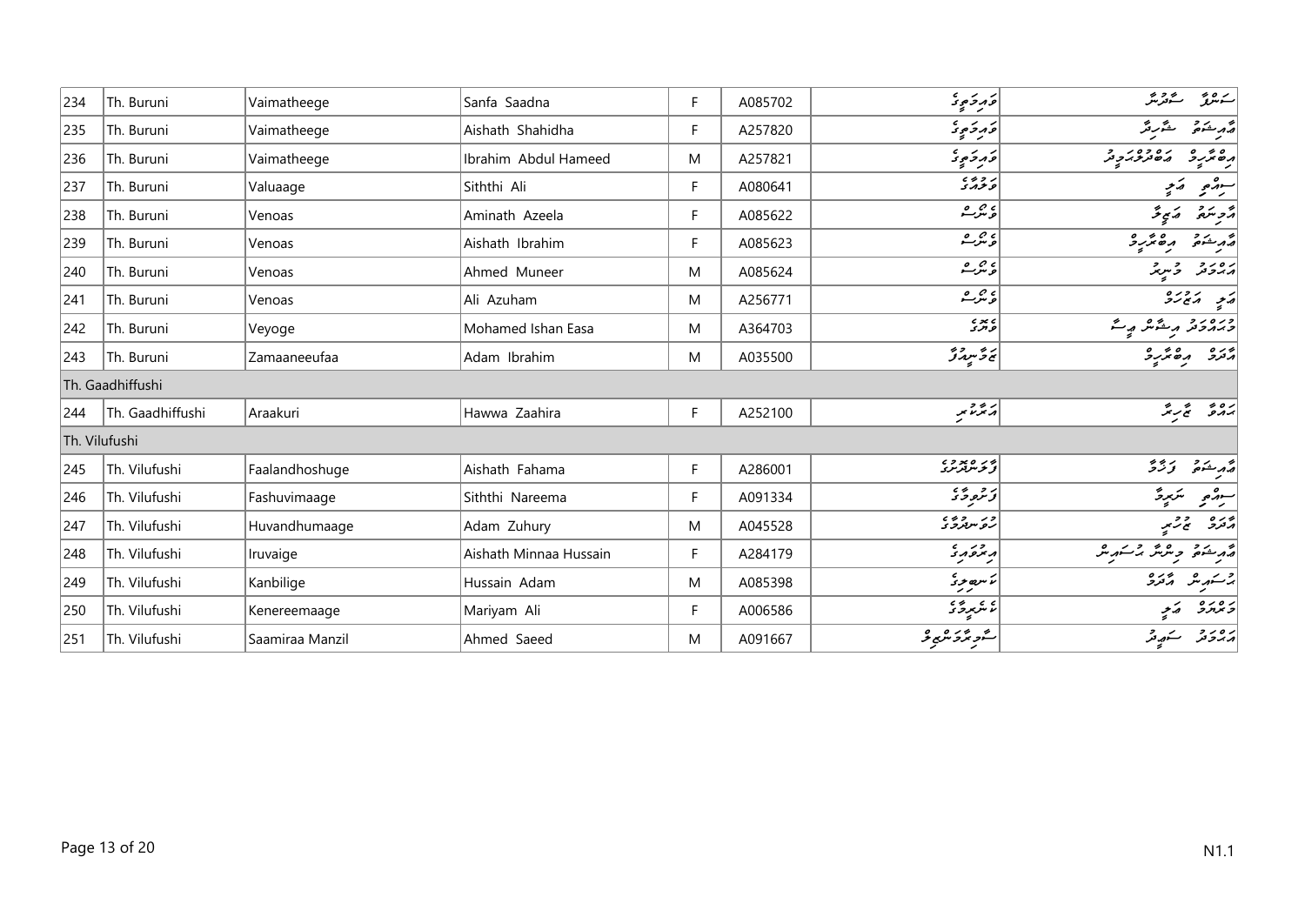| 234 | Th. Buruni | Vaimatheege | Sanfa Saadna | F | A085702 | ވައިމަތީގެ | ސަންފާ ސާދުނާ |
|---|---|---|---|---|---|---|---|
| 235 | Th. Buruni | Vaimatheege | Aishath Shahidha | F | A257820 | ވައިމަތީގެ | އާއިޝަތު ޝާހިދާ |
| 236 | Th. Buruni | Vaimatheege | Ibrahim Abdul Hameed | M | A257821 | ވައިމަތީގެ | އިބްރާހީމް އަބްދުލްހަމީދު |
| 237 | Th. Buruni | Valuaage | Siththi Ali | F | A080641 | ވަލުއާގެ | ސިއްތި އަލި |
| 238 | Th. Buruni | Venoas | Aminath Azeela | F | A085622 | ވެނޯސް | އާމިނަތު އަޒީލާ |
| 239 | Th. Buruni | Venoas | Aishath Ibrahim | F | A085623 | ވެނޯސް | އާއިޝަތު އިބްރާހީމް |
| 240 | Th. Buruni | Venoas | Ahmed Muneer | M | A085624 | ވެނޯސް | އަޙްމަދު މުނީރު |
| 241 | Th. Buruni | Venoas | Ali Azuham | M | A256771 | ވެނޯސް | އަލި އަޒުހަމް |
| 242 | Th. Buruni | Veyoge | Mohamed Ishan Easa | M | A364703 | ވެޔޮގެ | މުޙައްމަދު އިޝާން ޢީސާ |
| 243 | Th. Buruni | Zamaaneeufaa | Adam Ibrahim | M | A035500 | ޒަމާނީއުފާ | އާދަމް އިބްރާހީމް |
| Th. Gaadhiffushi | | | | | | | |
| 244 | Th. Gaadhiffushi | Araakuri | Hawwa Zaahira | F | A252100 | އަރާކުރި | ހައްވާ ޒާހިރާ |
| Th. Vilufushi | | | | | | | |
| 245 | Th. Vilufushi | Faalandhoshuge | Aishath Fahama | F | A286001 | ފާލަންދޮށުގެ | އާއިޝަތު ފަހާމާ |
| 246 | Th. Vilufushi | Fashuvimaage | Siththi Nareema | F | A091334 | ފަށުވިމާގެ | ސިއްތި ނަރީމާ |
| 247 | Th. Vilufushi | Huvandhumaage | Adam Zuhury | M | A045528 | ހުވަނދުމާގެ | އާދަމް ޒުހުރީ |
| 248 | Th. Vilufushi | Iruvaige | Aishath Minnaa Hussain | F | A284179 | އިރުވައިގެ | އާއިޝަތު މިންނާ ހުސައިން |
| 249 | Th. Vilufushi | Kanbilige | Hussain Adam | M | A085398 |ކަނބިލިގެ | ހުސައިން އާދަމް |
| 250 | Th. Vilufushi | Kenereemaage | Mariyam Ali | F | A006586 | ކެނެރީމާގެ | މަރިޔަމް އަލި |
| 251 | Th. Vilufushi | Saamiraa Manzil | Ahmed Saeed | M | A091667 | ސާމިރާމަންޒިލް | އަޙްމަދު ސައީދު |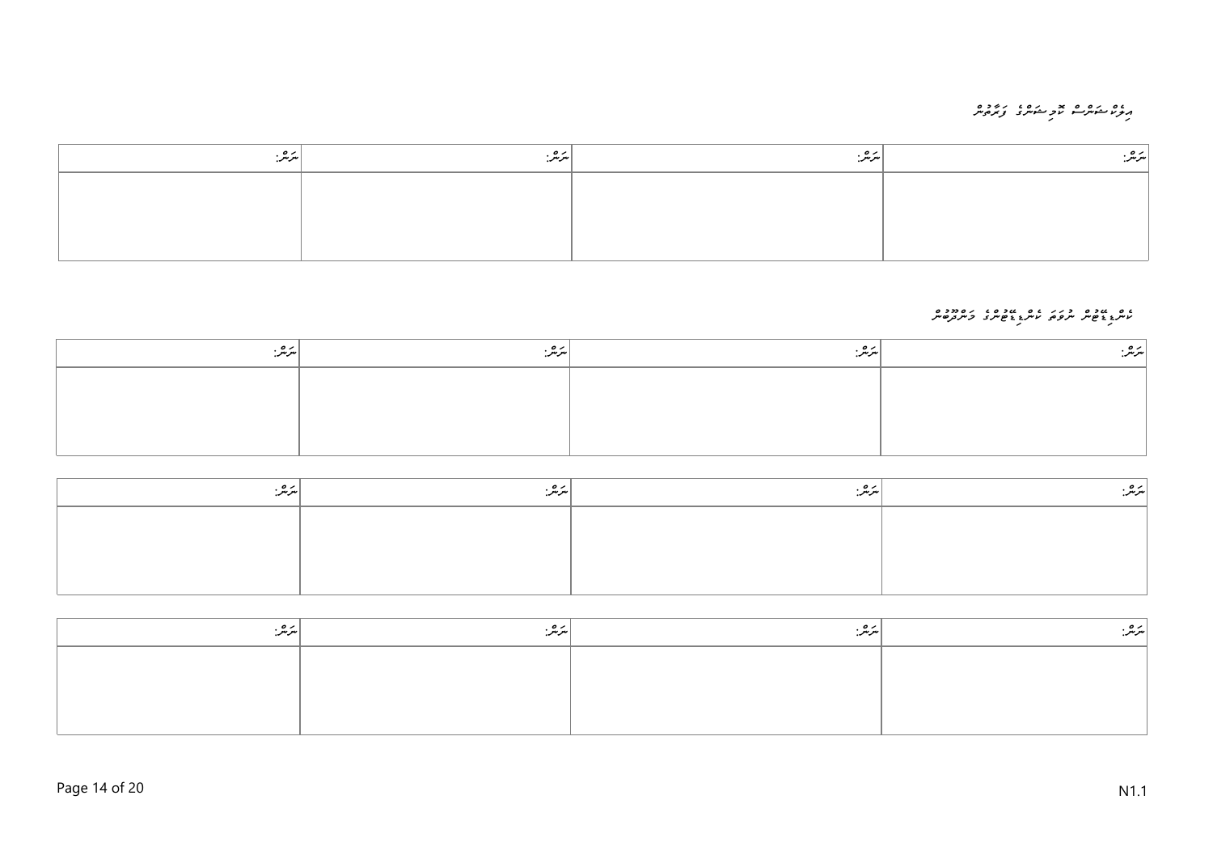# ޢިލްމުސަރަހުގެ ކާރިސަރަހުގެ ފަރާތުން

| ނަން: | ނަން: | ނަން: | ނަން: |
|---|---|---|---|
| | | | |

# ކުންފުނީގެ ނަމުގައި ކުންފުނީގެ ވެރިންތަކުން

| ނަން: | ނަން: | ނަން: | ނަން: |
|---|---|---|---|
| | | | |

| ނަން: | ނަން: | ނަން: | ނަން: |
|---|---|---|---|
| | | | |

| ނަން: | ނަން: | ނަން: | ނަން: |
|---|---|---|---|
| | | | |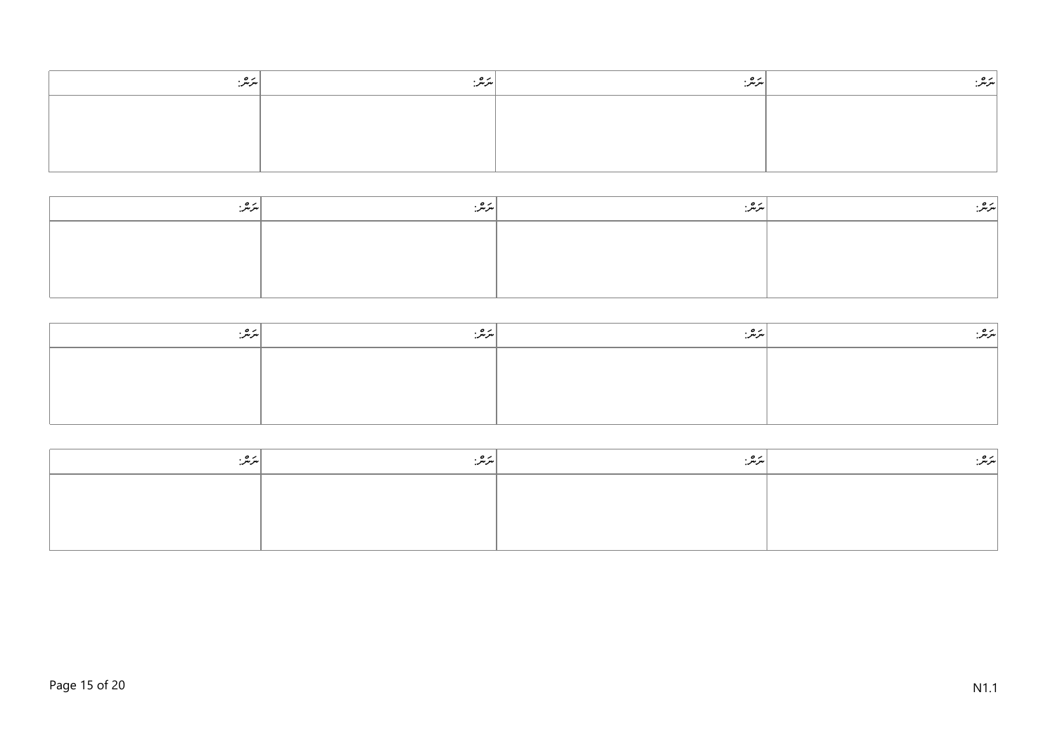| ނަރުނ: | ނަރުނ: | ނަރުނ: | ނަރުނ: |
| --- | --- | --- | --- |
| | | | |

| ނަރުނ: | ނަރުނ: | ނަރުނ: | ނަރުނ: |
| --- | --- | --- | --- |
| | | | |

| ނަރުނ: | ނަރުނ: | ނަރުނ: | ނަރުނ: |
| --- | --- | --- | --- |
| | | | |

| ނަރުނ: | ނަރުނ: | ނަރުނ: | ނަރުނ: |
| --- | --- | --- | --- |
| | | | |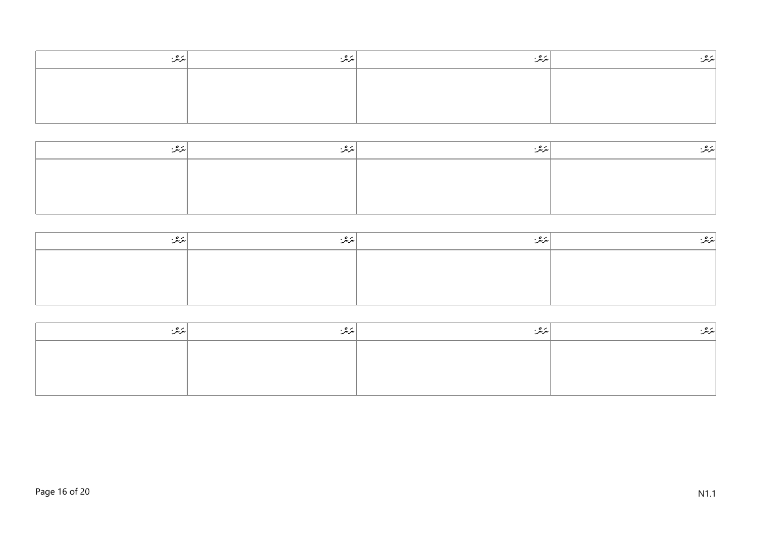| ނަންބް: | ނަންބް: | ނަންބް: | ނަންބް: |
|---|---|---|---|
| | | | |

| ނަންބް: | ނަންބް: | ނަންބް: | ނަންބް: |
|---|---|---|---|
| | | | |

| ނަންބް: | ނަންބް: | ނަންބް: | ނަންބް: |
|---|---|---|---|
| | | | |

| ނަންބް: | ނަންބް: | ނަންބް: | ނަންބް: |
|---|---|---|---|
| | | | |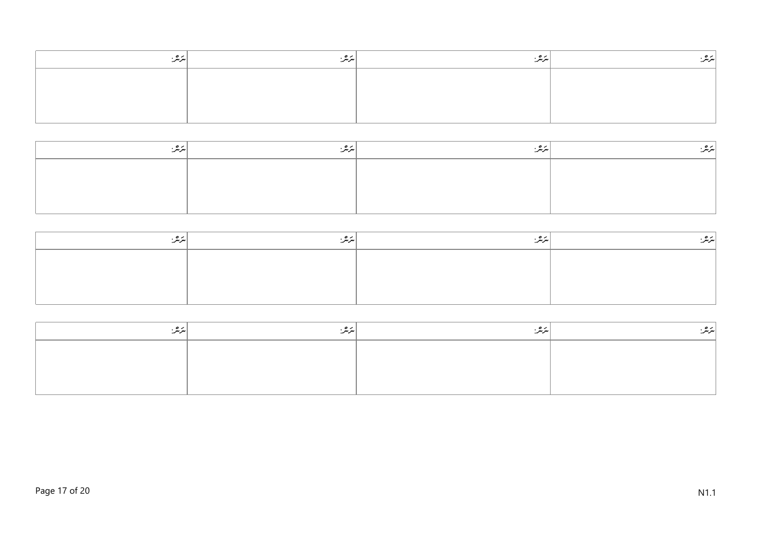| ނަންބަރު: | ނަންބަރު: | ނަންބަރު: | ނަންބަރު: |
|---|---|---|---|
| | | | |

| ނަންބަރު: | ނަންބަރު: | ނަންބަރު: | ނަންބަރު: |
|---|---|---|---|
| | | | |

| ނަންބަރު: | ނަންބަރު: | ނަންބަރު: | ނަންބަރު: |
|---|---|---|---|
| | | | |

| ނަންބަރު: | ނަންބަރު: | ނަންބަރު: | ނަންބަރު: |
|---|---|---|---|
| | | | |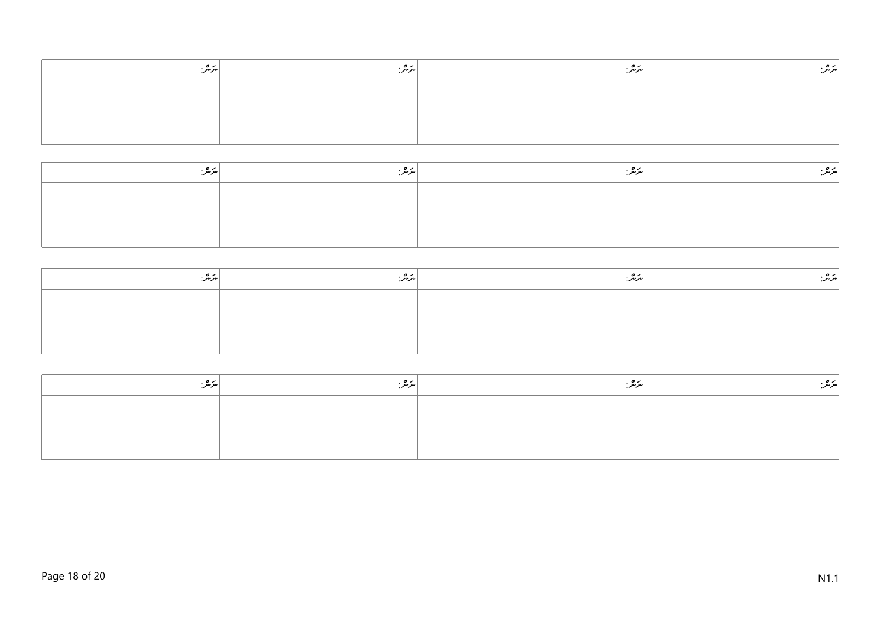| ىرىگە: | ىرىگە: | ىرىگە: | ىرىگە: |
| --- | --- | --- | --- |
| | | | |

| ىرىگە: | ىرىگە: | ىرىگە: | ىرىگە: |
| --- | --- | --- | --- |
| | | | |

| ىرىگە: | ىرىگە: | ىرىگە: | ىرىگە: |
| --- | --- | --- | --- |
| | | | |

| ىرىگە: | ىرىگە: | ىرىگە: | ىرىگە: |
| --- | --- | --- | --- |
| | | | |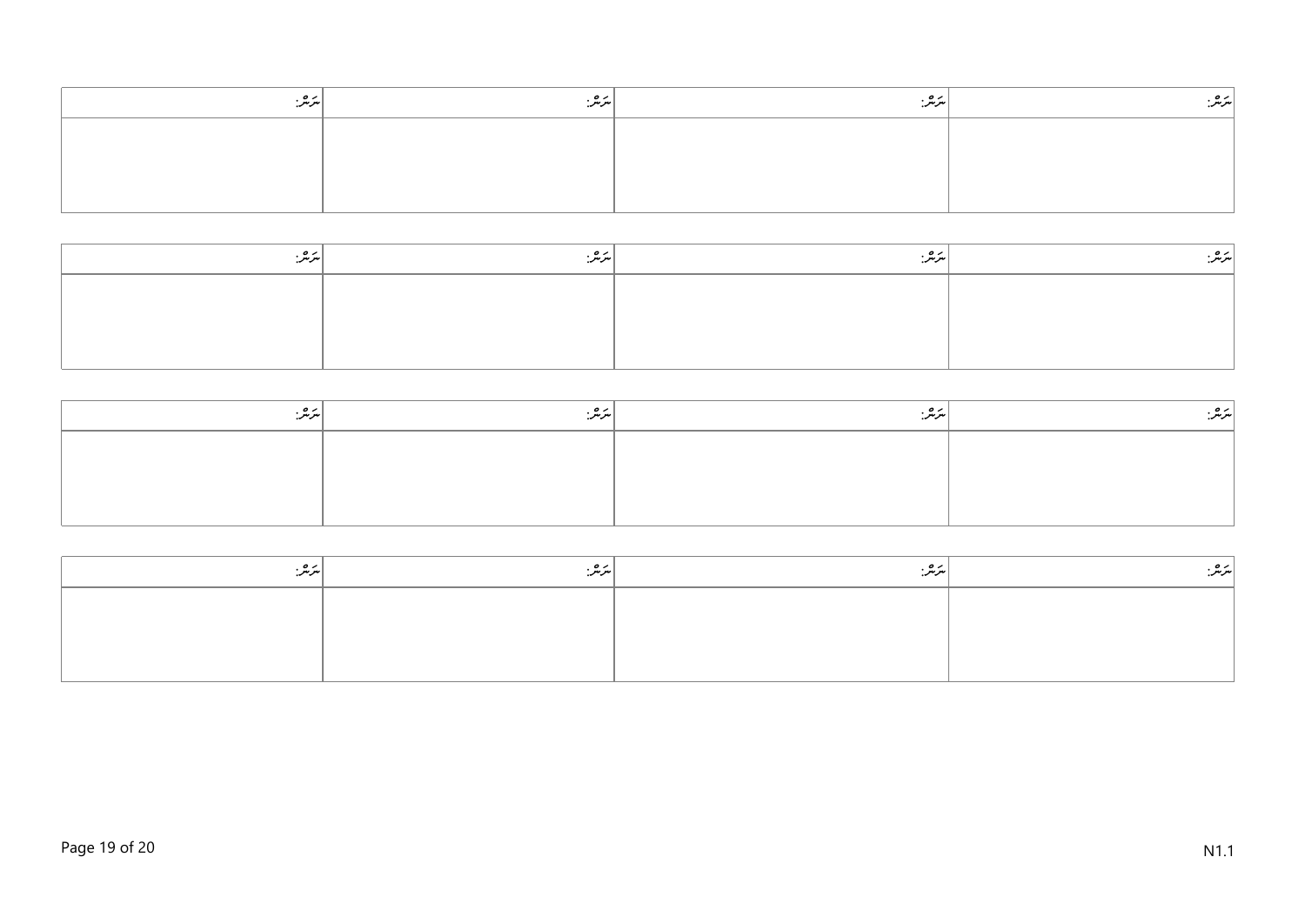| ނަރެށް: | ނަރެށް: | ނަރެށް: | ނަރެށް: |
| --- | --- | --- | --- |
| | | | |

| ނަރެށް: | ނަރެށް: | ނަރެށް: | ނަރެށް: |
| --- | --- | --- | --- |
| | | | |

| ނަރެށް: | ނަރެށް: | ނަރެށް: | ނަރެށް: |
| --- | --- | --- | --- |
| | | | |

| ނަރެށް: | ނަރެށް: | ނަރެށް: | ނަރެށް: |
| --- | --- | --- | --- |
| | | | |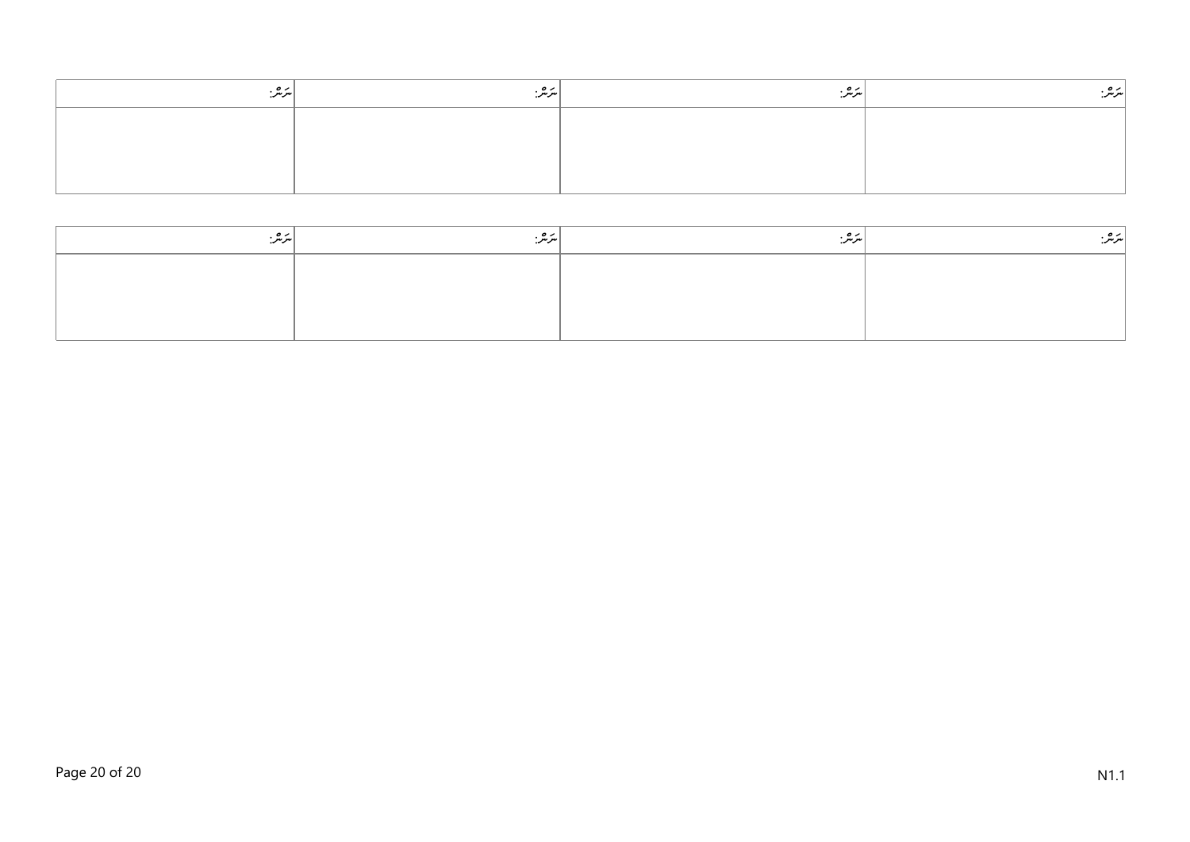| ނަންބަރު: | ނަންބަރު: | ނަންބަރު: | ނަންބަރު: |
|---|---|---|---|
| | | | |

| ނަންބަރު: | ނަންބަރު: | ނަންބަރު: | ނަންބަރު: |
|---|---|---|---|
| | | | |